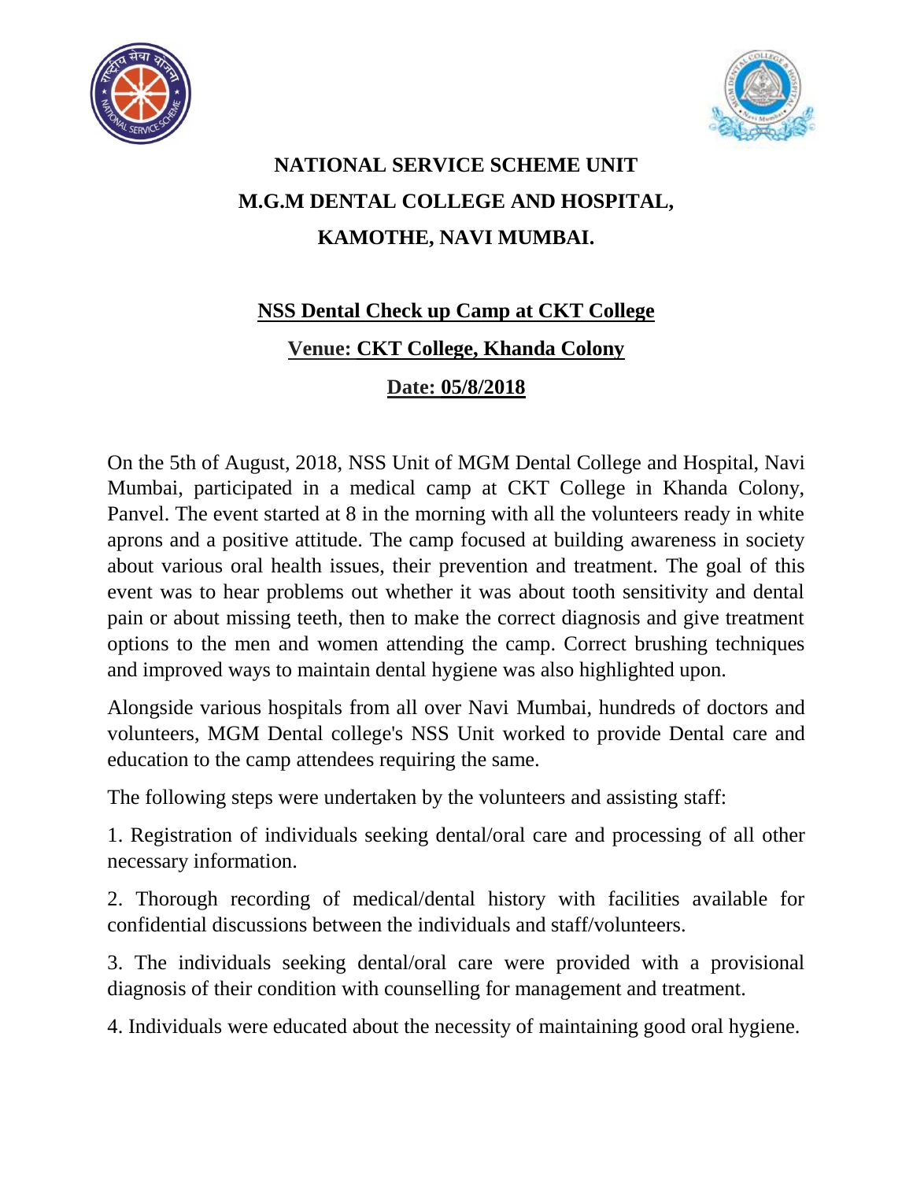# NATIONAL SERVICE SCHEME UNIT
# M.G.M DENTAL COLLEGE AND HOSPITAL,
# KAMOTHE, NAVI MUMBAI.

## NSS Dental Check up Camp at CKT College

**Venue: CKT College, Khanda Colony**

**Date: 05/8/2018**

On the 5th of August, 2018, NSS Unit of MGM Dental College and Hospital, Navi Mumbai, participated in a medical camp at CKT College in Khanda Colony, Panvel. The event started at 8 in the morning with all the volunteers ready in white aprons and a positive attitude. The camp focused at building awareness in society about various oral health issues, their prevention and treatment. The goal of this event was to hear problems out whether it was about tooth sensitivity and dental pain or about missing teeth, then to make the correct diagnosis and give treatment options to the men and women attending the camp. Correct brushing techniques and improved ways to maintain dental hygiene was also highlighted upon.

Alongside various hospitals from all over Navi Mumbai, hundreds of doctors and volunteers, MGM Dental college's NSS Unit worked to provide Dental care and education to the camp attendees requiring the same.

The following steps were undertaken by the volunteers and assisting staff:

1. Registration of individuals seeking dental/oral care and processing of all other necessary information.

2. Thorough recording of medical/dental history with facilities available for confidential discussions between the individuals and staff/volunteers.

3. The individuals seeking dental/oral care were provided with a provisional diagnosis of their condition with counselling for management and treatment.

4. Individuals were educated about the necessity of maintaining good oral hygiene.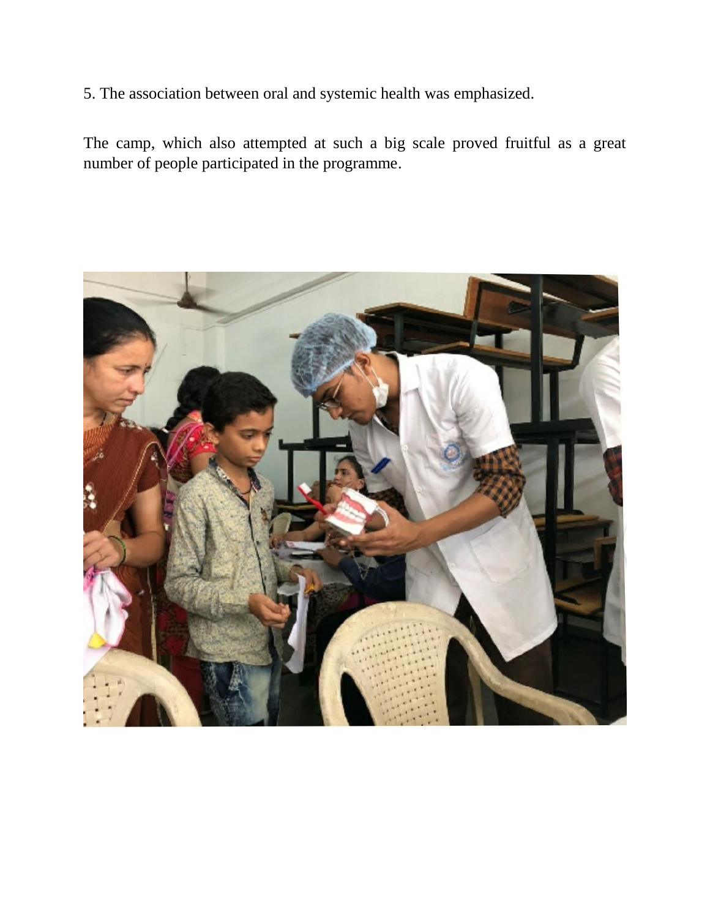5. The association between oral and systemic health was emphasized.

The camp, which also attempted at such a big scale proved fruitful as a great number of people participated in the programme.